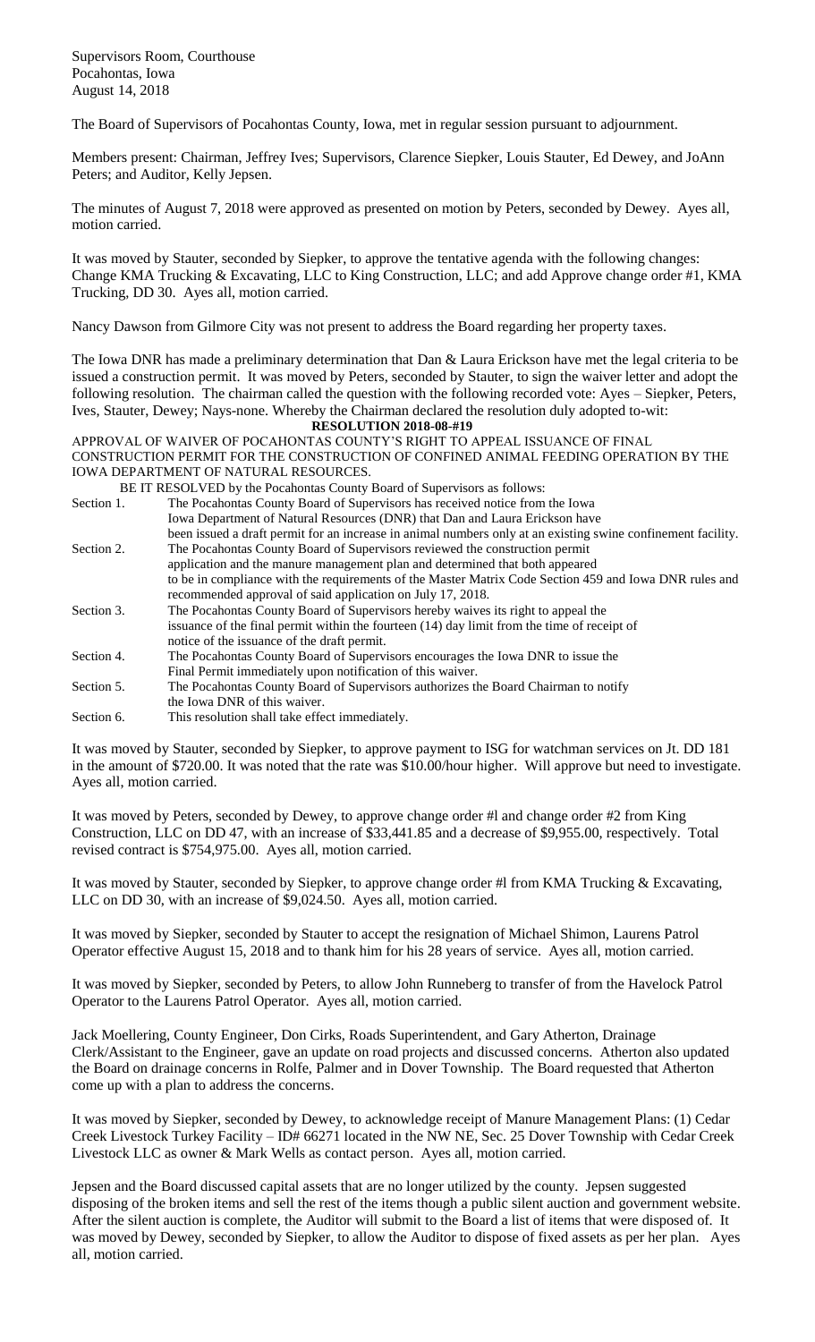Supervisors Room, Courthouse
Pocahontas, Iowa
August 14, 2018

The Board of Supervisors of Pocahontas County, Iowa, met in regular session pursuant to adjournment.

Members present: Chairman, Jeffrey Ives; Supervisors, Clarence Siepker, Louis Stauter, Ed Dewey, and JoAnn Peters; and Auditor, Kelly Jepsen.

The minutes of August 7, 2018 were approved as presented on motion by Peters, seconded by Dewey. Ayes all, motion carried.

It was moved by Stauter, seconded by Siepker, to approve the tentative agenda with the following changes: Change KMA Trucking & Excavating, LLC to King Construction, LLC; and add Approve change order #1, KMA Trucking, DD 30. Ayes all, motion carried.

Nancy Dawson from Gilmore City was not present to address the Board regarding her property taxes.

The Iowa DNR has made a preliminary determination that Dan & Laura Erickson have met the legal criteria to be issued a construction permit. It was moved by Peters, seconded by Stauter, to sign the waiver letter and adopt the following resolution. The chairman called the question with the following recorded vote: Ayes – Siepker, Peters, Ives, Stauter, Dewey; Nays-none. Whereby the Chairman declared the resolution duly adopted to-wit:

**RESOLUTION 2018-08-#19**

APPROVAL OF WAIVER OF POCAHONTAS COUNTY'S RIGHT TO APPEAL ISSUANCE OF FINAL CONSTRUCTION PERMIT FOR THE CONSTRUCTION OF CONFINED ANIMAL FEEDING OPERATION BY THE IOWA DEPARTMENT OF NATURAL RESOURCES.

BE IT RESOLVED by the Pocahontas County Board of Supervisors as follows:

Section 1. The Pocahontas County Board of Supervisors has received notice from the Iowa Iowa Department of Natural Resources (DNR) that Dan and Laura Erickson have been issued a draft permit for an increase in animal numbers only at an existing swine confinement facility.

Section 2. The Pocahontas County Board of Supervisors reviewed the construction permit application and the manure management plan and determined that both appeared to be in compliance with the requirements of the Master Matrix Code Section 459 and Iowa DNR rules and recommended approval of said application on July 17, 2018.

Section 3. The Pocahontas County Board of Supervisors hereby waives its right to appeal the issuance of the final permit within the fourteen (14) day limit from the time of receipt of notice of the issuance of the draft permit.

Section 4. The Pocahontas County Board of Supervisors encourages the Iowa DNR to issue the Final Permit immediately upon notification of this waiver.

Section 5. The Pocahontas County Board of Supervisors authorizes the Board Chairman to notify the Iowa DNR of this waiver.

Section 6. This resolution shall take effect immediately.

It was moved by Stauter, seconded by Siepker, to approve payment to ISG for watchman services on Jt. DD 181 in the amount of $720.00. It was noted that the rate was $10.00/hour higher. Will approve but need to investigate. Ayes all, motion carried.

It was moved by Peters, seconded by Dewey, to approve change order #l and change order #2 from King Construction, LLC on DD 47, with an increase of $33,441.85 and a decrease of $9,955.00, respectively. Total revised contract is $754,975.00. Ayes all, motion carried.

It was moved by Stauter, seconded by Siepker, to approve change order #l from KMA Trucking & Excavating, LLC on DD 30, with an increase of $9,024.50. Ayes all, motion carried.

It was moved by Siepker, seconded by Stauter to accept the resignation of Michael Shimon, Laurens Patrol Operator effective August 15, 2018 and to thank him for his 28 years of service. Ayes all, motion carried.

It was moved by Siepker, seconded by Peters, to allow John Runneberg to transfer of from the Havelock Patrol Operator to the Laurens Patrol Operator. Ayes all, motion carried.

Jack Moellering, County Engineer, Don Cirks, Roads Superintendent, and Gary Atherton, Drainage Clerk/Assistant to the Engineer, gave an update on road projects and discussed concerns. Atherton also updated the Board on drainage concerns in Rolfe, Palmer and in Dover Township. The Board requested that Atherton come up with a plan to address the concerns.

It was moved by Siepker, seconded by Dewey, to acknowledge receipt of Manure Management Plans: (1) Cedar Creek Livestock Turkey Facility – ID# 66271 located in the NW NE, Sec. 25 Dover Township with Cedar Creek Livestock LLC as owner & Mark Wells as contact person. Ayes all, motion carried.

Jepsen and the Board discussed capital assets that are no longer utilized by the county. Jepsen suggested disposing of the broken items and sell the rest of the items though a public silent auction and government website. After the silent auction is complete, the Auditor will submit to the Board a list of items that were disposed of. It was moved by Dewey, seconded by Siepker, to allow the Auditor to dispose of fixed assets as per her plan. Ayes all, motion carried.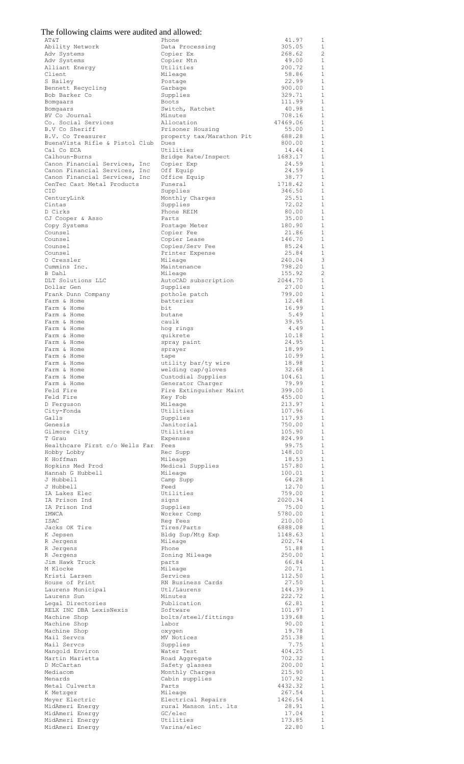The following claims were audited and allowed:

| | | | |
|---|---|---|---|
| AT&T | Phone | 41.97 | 1 |
| Ability Network | Data Processing | 305.05 | 1 |
| Adv Systems | Copier Ex | 268.62 | 2 |
| Adv Systems | Copier Mtn | 49.00 | 1 |
| Alliant Energy | Utilities | 200.72 | 1 |
| Client | Mileage | 58.86 | 1 |
| S Bailey | Postage | 22.99 | 1 |
| Bennett Recycling | Garbage | 900.00 | 1 |
| Bob Barker Co | Supplies | 329.71 | 1 |
| Bomgaars | Boots | 111.99 | 1 |
| Bomgaars | Switch, Ratchet | 40.98 | 1 |
| BV Co Journal | Minutes | 708.16 | 1 |
| Co. Social Services | Allocation | 47469.06 | 1 |
| B.V Co Sheriff | Prisoner Housing | 55.00 | 1 |
| B.V. Co Treasurer | property tax/Marathon Pit | 688.28 | 1 |
| BuenaVista Rifle & Pistol Club | Dues | 800.00 | 1 |
| Cal Co ECA | Utilities | 14.44 | 1 |
| Calhoun-Burns | Bridge Rate/Inspect | 1683.17 | 1 |
| Canon Financial Services, Inc | Copier Exp | 24.59 | 1 |
| Canon Financial Services, Inc | Off Equip | 24.59 | 1 |
| Canon Financial Services, Inc | Office Equip | 38.77 | 1 |
| CenTec Cast Metal Products | Funeral | 1718.42 | 1 |
| CID | Supplies | 346.50 | 1 |
| CenturyLink | Monthly Charges | 25.51 | 1 |
| Cintas | Supplies | 72.02 | 1 |
| D Cirks | Phone REIM | 80.00 | 1 |
| CJ Cooper & Asso | Parts | 35.00 | 1 |
| Copy Systems | Postage Meter | 180.90 | 1 |
| Counsel | Copier Fee | 21.86 | 1 |
| Counsel | Copier Lease | 146.70 | 1 |
| Counsel | Copies/Serv Fee | 85.24 | 1 |
| Counsel | Printer Expense | 25.84 | 1 |
| O Cressler | Mileage | 240.04 | 3 |
| Cummins Inc. | Maintenance | 798.20 | 1 |
| B Dahl | Mileage | 155.92 | 2 |
| DLT Solutions LLC | AutoCAD subscription | 2044.70 | 1 |
| Dollar Gen | Supplies | 27.00 | 1 |
| Frank Dunn Company | pothole patch | 799.00 | 1 |
| Farm & Home | batteries | 12.48 | 1 |
| Farm & Home | bit | 16.99 | 1 |
| Farm & Home | butane | 5.49 | 1 |
| Farm & Home | caulk | 39.95 | 1 |
| Farm & Home | hog rings | 4.49 | 1 |
| Farm & Home | quikrete | 10.18 | 1 |
| Farm & Home | spray paint | 24.95 | 1 |
| Farm & Home | sprayer | 18.99 | 1 |
| Farm & Home | tape | 10.99 | 1 |
| Farm & Home | utility bar/ty wire | 18.98 | 1 |
| Farm & Home | welding cap/gloves | 32.68 | 1 |
| Farm & Home | Custodial Supplies | 104.61 | 1 |
| Farm & Home | Generator Charger | 79.99 | 1 |
| Feld Fire | Fire Extinguisher Maint | 399.00 | 1 |
| Feld Fire | Key Fob | 455.00 | 1 |
| D Ferguson | Mileage | 213.97 | 1 |
| City-Fonda | Utilities | 107.96 | 1 |
| Galls | Supplies | 117.93 | 1 |
| Genesis | Janitorial | 750.00 | 1 |
| Gilmore City | Utilities | 105.90 | 1 |
| T Grau | Expenses | 824.99 | 1 |
| Healthcare First c/o Wells Far | Fees | 99.75 | 1 |
| Hobby Lobby | Rec Supp | 148.00 | 1 |
| K Hoffman | Mileage | 18.53 | 1 |
| Hopkins Med Prod | Medical Supplies | 157.80 | 1 |
| Hannah G Hubbell | Mileage | 100.01 | 1 |
| J Hubbell | Camp Supp | 64.28 | 1 |
| J Hubbell | Feed | 12.70 | 1 |
| IA Lakes Elec | Utilities | 759.00 | 1 |
| IA Prison Ind | signs | 2020.34 | 1 |
| IA Prison Ind | Supplies | 75.00 | 1 |
| IMWCA | Worker Comp | 5780.00 | 1 |
| ISAC | Reg Fees | 210.00 | 1 |
| Jacks OK Tire | Tires/Parts | 6888.08 | 1 |
| K Jepsen | Bldg Sup/Mtg Exp | 1148.63 | 1 |
| R Jergens | Mileage | 202.74 | 1 |
| R Jergens | Phone | 51.88 | 1 |
| R Jergens | Zoning Mileage | 250.00 | 1 |
| Jim Hawk Truck | parts | 66.84 | 1 |
| M Klocke | Mileage | 20.71 | 1 |
| Kristi Larsen | Services | 112.50 | 1 |
| House of Print | RN Business Cards | 27.50 | 1 |
| Laurens Municipal | Utl/Laurens | 144.39 | 1 |
| Laurens Sun | Minutes | 222.72 | 1 |
| Legal Directories | Publication | 62.81 | 1 |
| RELX INC DBA LexisNexis | Software | 101.97 | 1 |
| Machine Shop | bolts/steel/fittings | 139.68 | 1 |
| Machine Shop | labor | 90.00 | 1 |
| Machine Shop | oxygen | 19.78 | 1 |
| Mail Servcs | MV Notices | 251.38 | 1 |
| Mail Servcs | Supplies | 7.75 | 1 |
| Mangold Environ | Water Test | 404.25 | 1 |
| Martin Marietta | Road Aggregate | 702.32 | 1 |
| D McCartan | Safety glasses | 200.00 | 1 |
| Mediacom | Monthly Charges | 215.90 | 1 |
| Menards | Cabin supplies | 107.92 | 1 |
| Metal Culverts | Parts | 4432.32 | 1 |
| K Metzger | Mileage | 267.54 | 1 |
| Meyer Electric | Electrical Repairs | 1426.54 | 1 |
| MidAmeri Energy | rural Manson int. lts | 28.91 | 1 |
| MidAmeri Energy | GC/elec | 17.04 | 1 |
| MidAmeri Energy | Utilities | 173.85 | 1 |
| MidAmeri Energy | Varina/elec | 22.80 | 1 |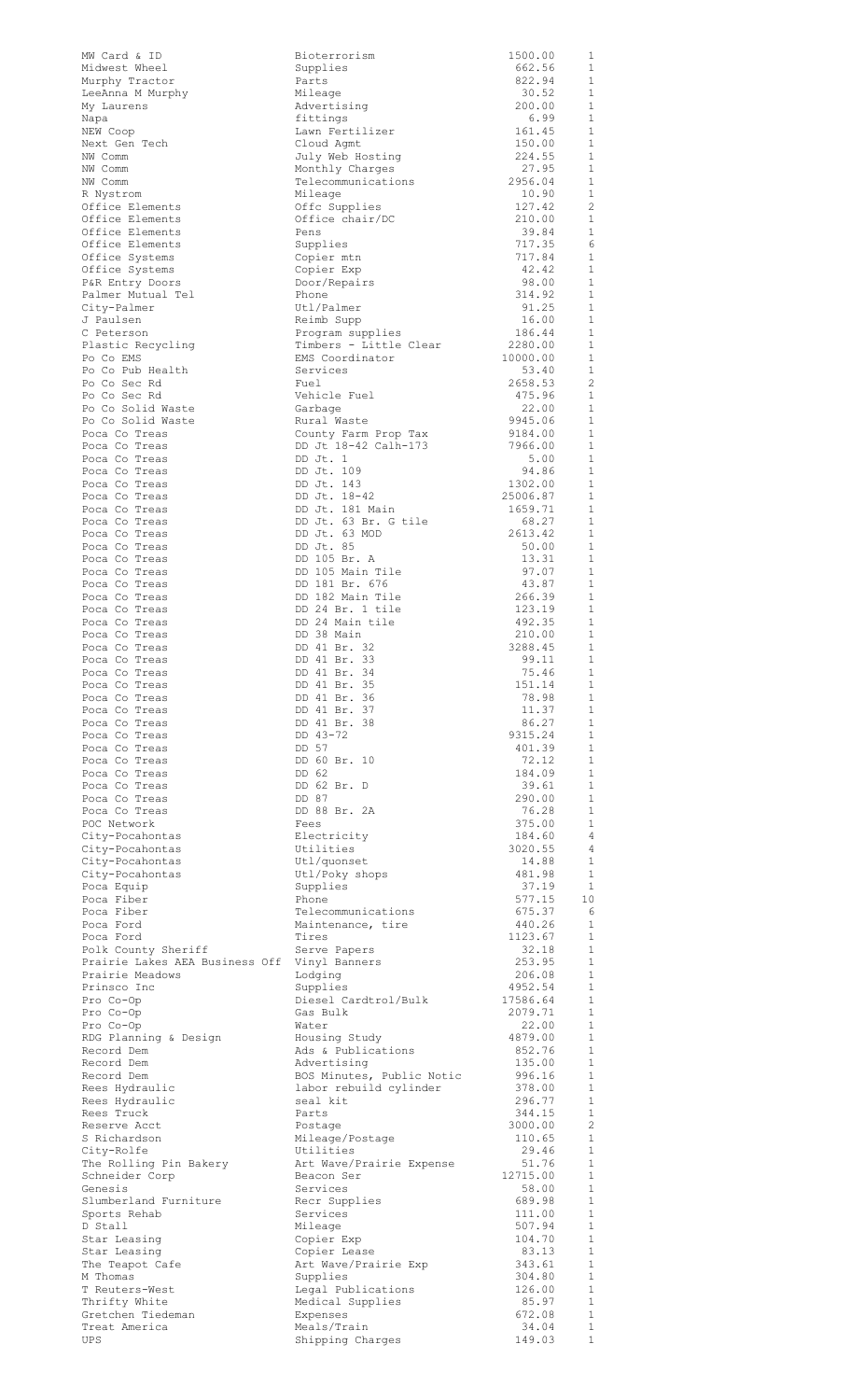| | | | |
|---|---|---|---|
| MW Card & ID | Bioterrorism | 1500.00 | 1 |
| Midwest Wheel | Supplies | 662.56 | 1 |
| Murphy Tractor | Parts | 822.94 | 1 |
| LeeAnna M Murphy | Mileage | 30.52 | 1 |
| My Laurens | Advertising | 200.00 | 1 |
| Napa | fittings | 6.99 | 1 |
| NEW Coop | Lawn Fertilizer | 161.45 | 1 |
| Next Gen Tech | Cloud Agmt | 150.00 | 1 |
| NW Comm | July Web Hosting | 224.55 | 1 |
| NW Comm | Monthly Charges | 27.95 | 1 |
| NW Comm | Telecommunications | 2956.04 | 1 |
| R Nystrom | Mileage | 10.90 | 1 |
| Office Elements | Offc Supplies | 127.42 | 2 |
| Office Elements | Office chair/DC | 210.00 | 1 |
| Office Elements | Pens | 39.84 | 1 |
| Office Elements | Supplies | 717.35 | 6 |
| Office Systems | Copier mtn | 717.84 | 1 |
| Office Systems | Copier Exp | 42.42 | 1 |
| P&R Entry Doors | Door/Repairs | 98.00 | 1 |
| Palmer Mutual Tel | Phone | 314.92 | 1 |
| City-Palmer | Utl/Palmer | 91.25 | 1 |
| J Paulsen | Reimb Supp | 16.00 | 1 |
| C Peterson | Program supplies | 186.44 | 1 |
| Plastic Recycling | Timbers - Little Clear | 2280.00 | 1 |
| Po Co EMS | EMS Coordinator | 10000.00 | 1 |
| Po Co Pub Health | Services | 53.40 | 1 |
| Po Co Sec Rd | Fuel | 2658.53 | 2 |
| Po Co Sec Rd | Vehicle Fuel | 475.96 | 1 |
| Po Co Solid Waste | Garbage | 22.00 | 1 |
| Po Co Solid Waste | Rural Waste | 9945.06 | 1 |
| Poca Co Treas | County Farm Prop Tax | 9184.00 | 1 |
| Poca Co Treas | DD Jt 18-42 Calh-173 | 7966.00 | 1 |
| Poca Co Treas | DD Jt. 1 | 5.00 | 1 |
| Poca Co Treas | DD Jt. 109 | 94.86 | 1 |
| Poca Co Treas | DD Jt. 143 | 1302.00 | 1 |
| Poca Co Treas | DD Jt. 18-42 | 25006.87 | 1 |
| Poca Co Treas | DD Jt. 181 Main | 1659.71 | 1 |
| Poca Co Treas | DD Jt. 63 Br. G tile | 68.27 | 1 |
| Poca Co Treas | DD Jt. 63 MOD | 2613.42 | 1 |
| Poca Co Treas | DD Jt. 85 | 50.00 | 1 |
| Poca Co Treas | DD 105 Br. A | 13.31 | 1 |
| Poca Co Treas | DD 105 Main Tile | 97.07 | 1 |
| Poca Co Treas | DD 181 Br. 676 | 43.87 | 1 |
| Poca Co Treas | DD 182 Main Tile | 266.39 | 1 |
| Poca Co Treas | DD 24 Br. 1 tile | 123.19 | 1 |
| Poca Co Treas | DD 24 Main tile | 492.35 | 1 |
| Poca Co Treas | DD 38 Main | 210.00 | 1 |
| Poca Co Treas | DD 41 Br. 32 | 3288.45 | 1 |
| Poca Co Treas | DD 41 Br. 33 | 99.11 | 1 |
| Poca Co Treas | DD 41 Br. 34 | 75.46 | 1 |
| Poca Co Treas | DD 41 Br. 35 | 151.14 | 1 |
| Poca Co Treas | DD 41 Br. 36 | 78.98 | 1 |
| Poca Co Treas | DD 41 Br. 37 | 11.37 | 1 |
| Poca Co Treas | DD 41 Br. 38 | 86.27 | 1 |
| Poca Co Treas | DD 43-72 | 9315.24 | 1 |
| Poca Co Treas | DD 57 | 401.39 | 1 |
| Poca Co Treas | DD 60 Br. 10 | 72.12 | 1 |
| Poca Co Treas | DD 62 | 184.09 | 1 |
| Poca Co Treas | DD 62 Br. D | 39.61 | 1 |
| Poca Co Treas | DD 87 | 290.00 | 1 |
| Poca Co Treas | DD 88 Br. 2A | 76.28 | 1 |
| POC Network | Fees | 375.00 | 1 |
| City-Pocahontas | Electricity | 184.60 | 4 |
| City-Pocahontas | Utilities | 3020.55 | 4 |
| City-Pocahontas | Utl/quonset | 14.88 | 1 |
| City-Pocahontas | Utl/Poky shops | 481.98 | 1 |
| Poca Equip | Supplies | 37.19 | 1 |
| Poca Fiber | Phone | 577.15 | 10 |
| Poca Fiber | Telecommunications | 675.37 | 6 |
| Poca Ford | Maintenance, tire | 440.26 | 1 |
| Poca Ford | Tires | 1123.67 | 1 |
| Polk County Sheriff | Serve Papers | 32.18 | 1 |
| Prairie Lakes AEA Business Off | Vinyl Banners | 253.95 | 1 |
| Prairie Meadows | Lodging | 206.08 | 1 |
| Prinsco Inc | Supplies | 4952.54 | 1 |
| Pro Co-Op | Diesel Cardtrol/Bulk | 17586.64 | 1 |
| Pro Co-Op | Gas Bulk | 2079.71 | 1 |
| Pro Co-Op | Water | 22.00 | 1 |
| RDG Planning & Design | Housing Study | 4879.00 | 1 |
| Record Dem | Ads & Publications | 852.76 | 1 |
| Record Dem | Advertising | 135.00 | 1 |
| Record Dem | BOS Minutes, Public Notic | 996.16 | 1 |
| Rees Hydraulic | labor rebuild cylinder | 378.00 | 1 |
| Rees Hydraulic | seal kit | 296.77 | 1 |
| Rees Truck | Parts | 344.15 | 1 |
| Reserve Acct | Postage | 3000.00 | 2 |
| S Richardson | Mileage/Postage | 110.65 | 1 |
| City-Rolfe | Utilities | 29.46 | 1 |
| The Rolling Pin Bakery | Art Wave/Prairie Expense | 51.76 | 1 |
| Schneider Corp | Beacon Ser | 12715.00 | 1 |
| Genesis | Services | 58.00 | 1 |
| Slumberland Furniture | Recr Supplies | 689.98 | 1 |
| Sports Rehab | Services | 111.00 | 1 |
| D Stall | Mileage | 507.94 | 1 |
| Star Leasing | Copier Exp | 104.70 | 1 |
| Star Leasing | Copier Lease | 83.13 | 1 |
| The Teapot Cafe | Art Wave/Prairie Exp | 343.61 | 1 |
| M Thomas | Supplies | 304.80 | 1 |
| T Reuters-West | Legal Publications | 126.00 | 1 |
| Thrifty White | Medical Supplies | 85.97 | 1 |
| Gretchen Tiedeman | Expenses | 672.08 | 1 |
| Treat America | Meals/Train | 34.04 | 1 |
| UPS | Shipping Charges | 149.03 | 1 |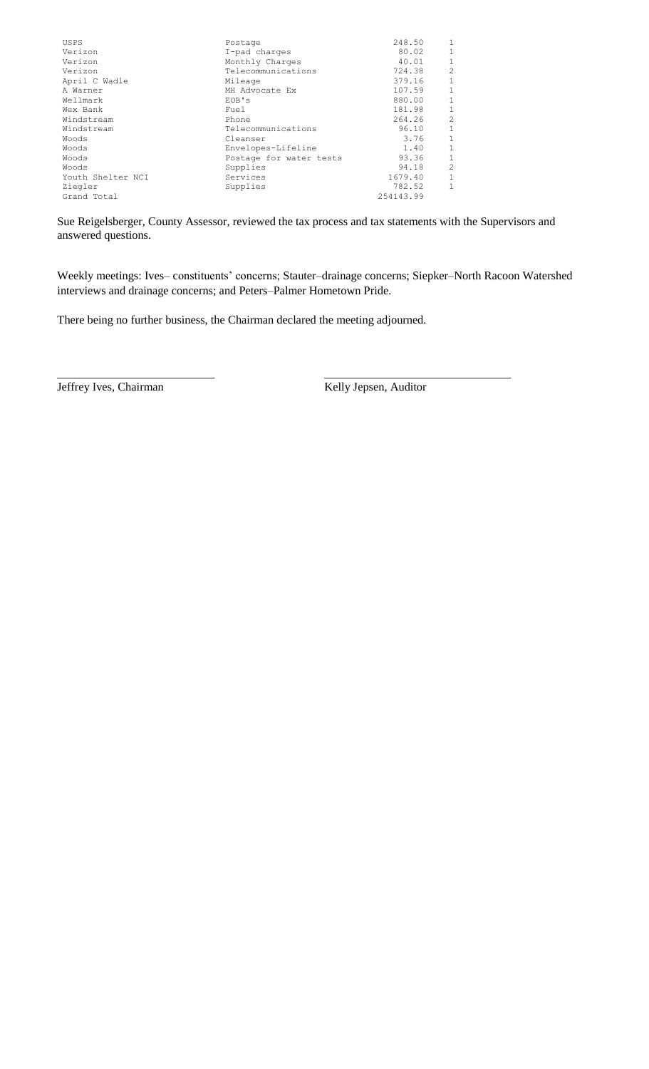| | | | |
|---|---|---|---|
| USPS | Postage | 248.50 | 1 |
| Verizon | I-pad charges | 80.02 | 1 |
| Verizon | Monthly Charges | 40.01 | 1 |
| Verizon | Telecommunications | 724.38 | 2 |
| April C Wadle | Mileage | 379.16 | 1 |
| A Warner | MH Advocate Ex | 107.59 | 1 |
| Wellmark | EOB's | 880.00 | 1 |
| Wex Bank | Fuel | 181.98 | 1 |
| Windstream | Phone | 264.26 | 2 |
| Windstream | Telecommunications | 96.10 | 1 |
| Woods | Cleanser | 3.76 | 1 |
| Woods | Envelopes-Lifeline | 1.40 | 1 |
| Woods | Postage for water tests | 93.36 | 1 |
| Woods | Supplies | 94.18 | 2 |
| Youth Shelter NCI | Services | 1679.40 | 1 |
| Ziegler | Supplies | 782.52 | 1 |
| Grand Total | | 254143.99 | |

Sue Reigelsberger, County Assessor, reviewed the tax process and tax statements with the Supervisors and answered questions.

Weekly meetings: Ives– constituents' concerns; Stauter–drainage concerns; Siepker–North Racoon Watershed interviews and drainage concerns; and Peters–Palmer Hometown Pride.

There being no further business, the Chairman declared the meeting adjourned.

\_\_\_\_\_\_\_\_\_\_\_\_\_\_\_\_\_\_\_\_\_\_\_\_\_\_\_ \_\_\_\_\_\_\_\_\_\_\_\_\_\_\_\_\_\_\_\_\_\_\_\_\_\_\_\_\_\_\_\_

Jeffrey Ives, Chairman Kelly Jepsen, Auditor